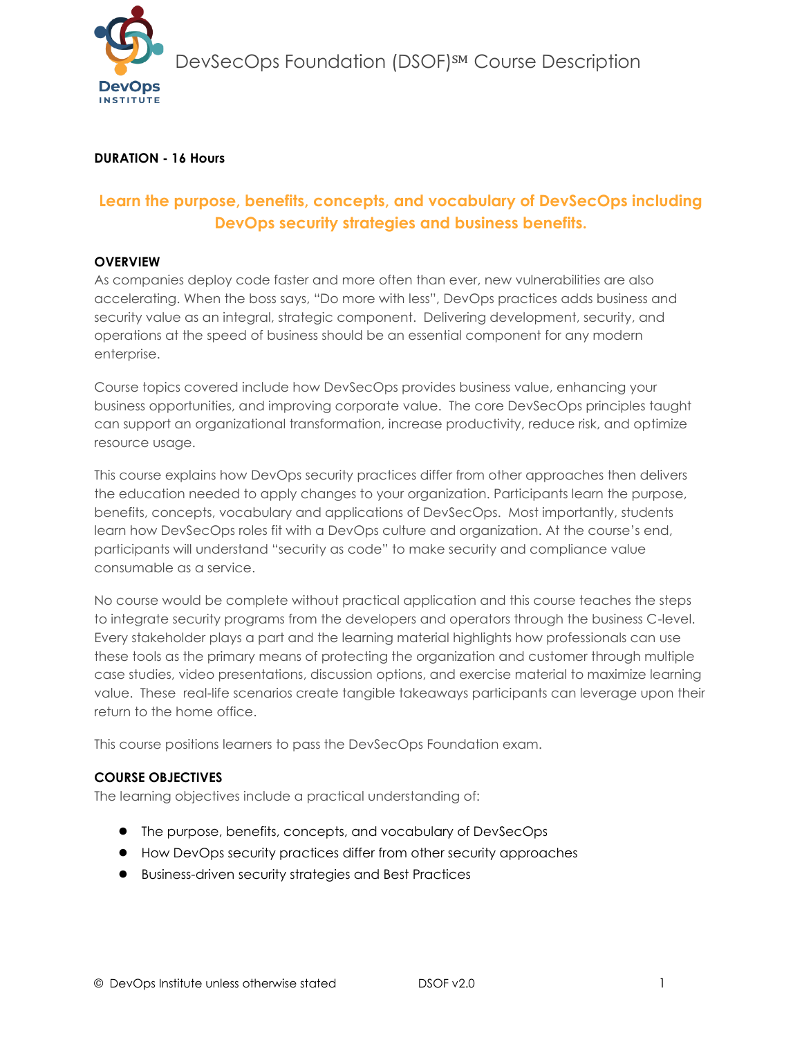# DevSecOps Foundation (DSOF)℠ Course Description

**DURATION - 16 Hours**

## Learn the purpose, benefits, concepts, and vocabulary of DevSecOps including DevOps security strategies and business benefits.

**OVERVIEW**

As companies deploy code faster and more often than ever, new vulnerabilities are also accelerating. When the boss says, "Do more with less", DevOps practices adds business and security value as an integral, strategic component. Delivering development, security, and operations at the speed of business should be an essential component for any modern enterprise.

Course topics covered include how DevSecOps provides business value, enhancing your business opportunities, and improving corporate value. The core DevSecOps principles taught can support an organizational transformation, increase productivity, reduce risk, and optimize resource usage.

This course explains how DevOps security practices differ from other approaches then delivers the education needed to apply changes to your organization. Participants learn the purpose, benefits, concepts, vocabulary and applications of DevSecOps. Most importantly, students learn how DevSecOps roles fit with a DevOps culture and organization. At the course's end, participants will understand "security as code" to make security and compliance value consumable as a service.

No course would be complete without practical application and this course teaches the steps to integrate security programs from the developers and operators through the business C-level. Every stakeholder plays a part and the learning material highlights how professionals can use these tools as the primary means of protecting the organization and customer through multiple case studies, video presentations, discussion options, and exercise material to maximize learning value. These real-life scenarios create tangible takeaways participants can leverage upon their return to the home office.

This course positions learners to pass the DevSecOps Foundation exam.

**COURSE OBJECTIVES**

The learning objectives include a practical understanding of:

- The purpose, benefits, concepts, and vocabulary of DevSecOps
- How DevOps security practices differ from other security approaches
- Business-driven security strategies and Best Practices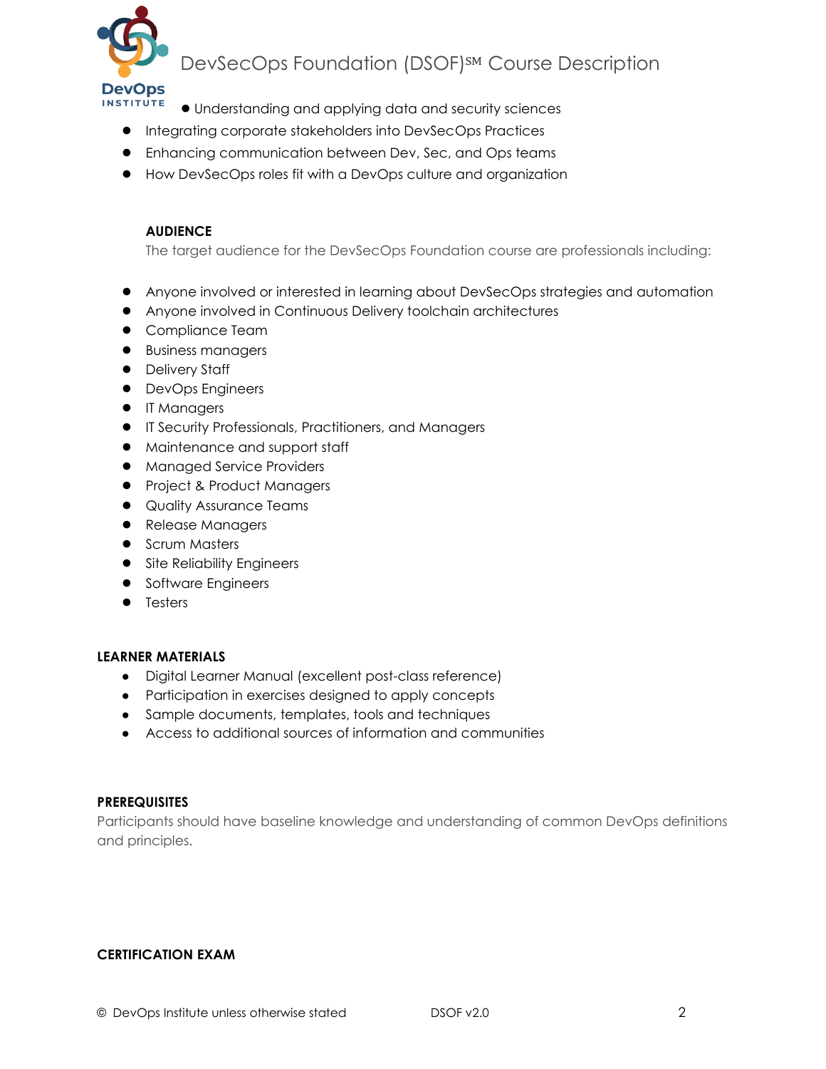- Understanding and applying data and security sciences
- Integrating corporate stakeholders into DevSecOps Practices
- Enhancing communication between Dev, Sec, and Ops teams
- How DevSecOps roles fit with a DevOps culture and organization

**AUDIENCE**

The target audience for the DevSecOps Foundation course are professionals including:

- Anyone involved or interested in learning about DevSecOps strategies and automation
- Anyone involved in Continuous Delivery toolchain architectures
- Compliance Team
- Business managers
- Delivery Staff
- DevOps Engineers
- IT Managers
- IT Security Professionals, Practitioners, and Managers
- Maintenance and support staff
- Managed Service Providers
- Project & Product Managers
- Quality Assurance Teams
- Release Managers
- Scrum Masters
- Site Reliability Engineers
- Software Engineers
- Testers

**LEARNER MATERIALS**

- Digital Learner Manual (excellent post-class reference)
- Participation in exercises designed to apply concepts
- Sample documents, templates, tools and techniques
- Access to additional sources of information and communities

**PREREQUISITES**

Participants should have baseline knowledge and understanding of common DevOps definitions and principles.

**CERTIFICATION EXAM**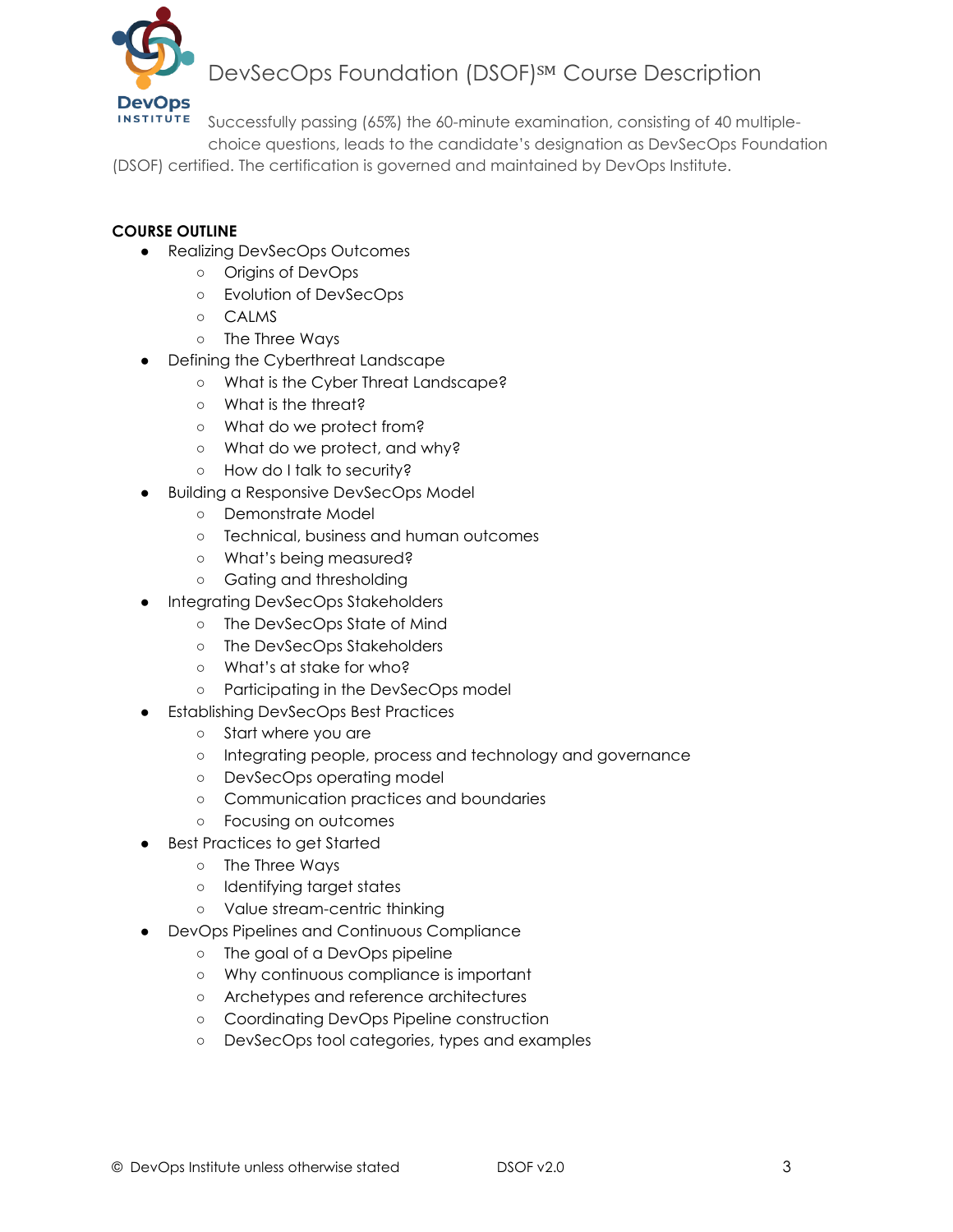Successfully passing (65%) the 60-minute examination, consisting of 40 multiple-choice questions, leads to the candidate's designation as DevSecOps Foundation (DSOF) certified. The certification is governed and maintained by DevOps Institute.

**COURSE OUTLINE**

- Realizing DevSecOps Outcomes
  - Origins of DevOps
  - Evolution of DevSecOps
  - CALMS
  - The Three Ways
- Defining the Cyberthreat Landscape
  - What is the Cyber Threat Landscape?
  - What is the threat?
  - What do we protect from?
  - What do we protect, and why?
  - How do I talk to security?
- Building a Responsive DevSecOps Model
  - Demonstrate Model
  - Technical, business and human outcomes
  - What's being measured?
  - Gating and thresholding
- Integrating DevSecOps Stakeholders
  - The DevSecOps State of Mind
  - The DevSecOps Stakeholders
  - What's at stake for who?
  - Participating in the DevSecOps model
- Establishing DevSecOps Best Practices
  - Start where you are
  - Integrating people, process and technology and governance
  - DevSecOps operating model
  - Communication practices and boundaries
  - Focusing on outcomes
- Best Practices to get Started
  - The Three Ways
  - Identifying target states
  - Value stream-centric thinking
- DevOps Pipelines and Continuous Compliance
  - The goal of a DevOps pipeline
  - Why continuous compliance is important
  - Archetypes and reference architectures
  - Coordinating DevOps Pipeline construction
  - DevSecOps tool categories, types and examples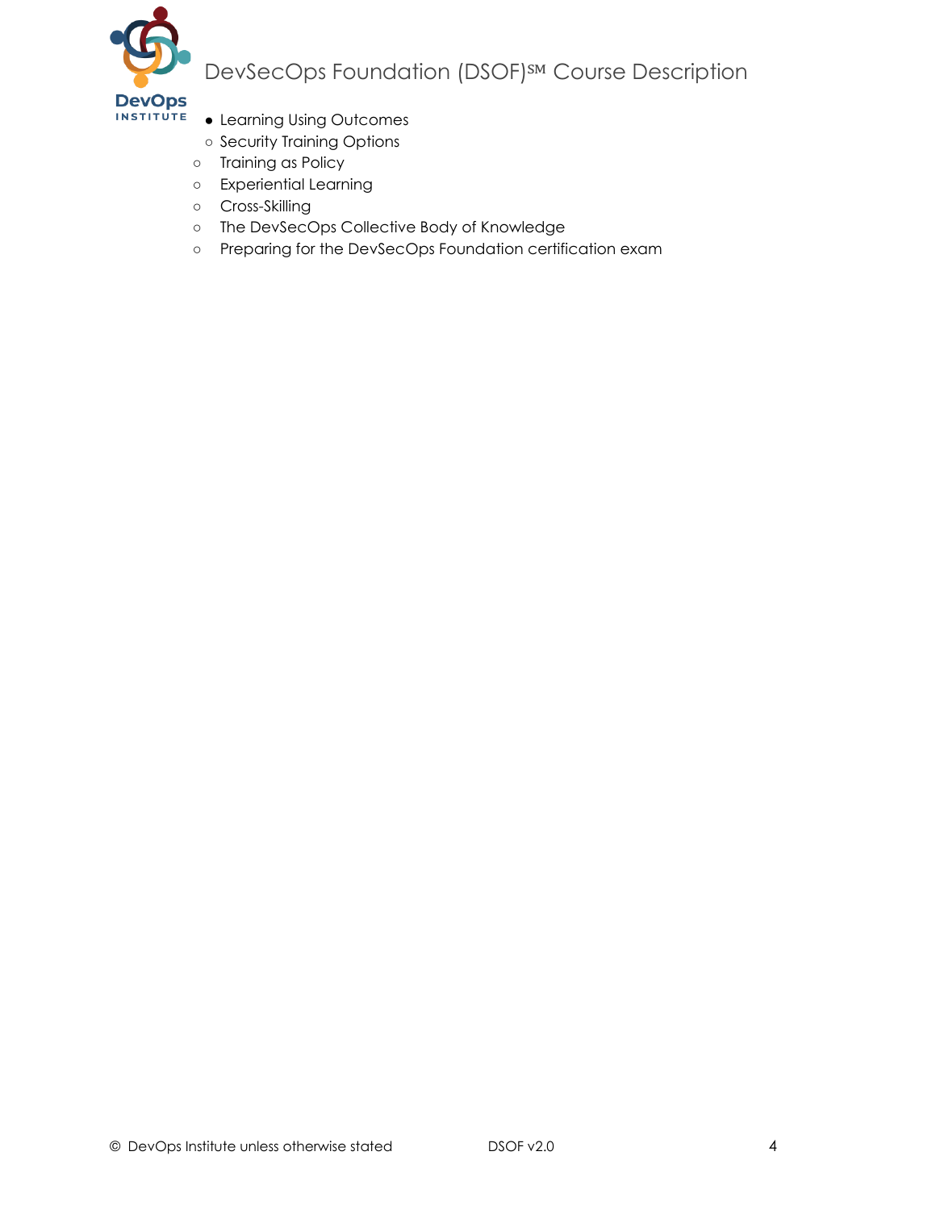- Learning Using Outcomes
  - Security Training Options
  - Training as Policy
  - Experiential Learning
  - Cross-Skilling
  - The DevSecOps Collective Body of Knowledge
  - Preparing for the DevSecOps Foundation certification exam